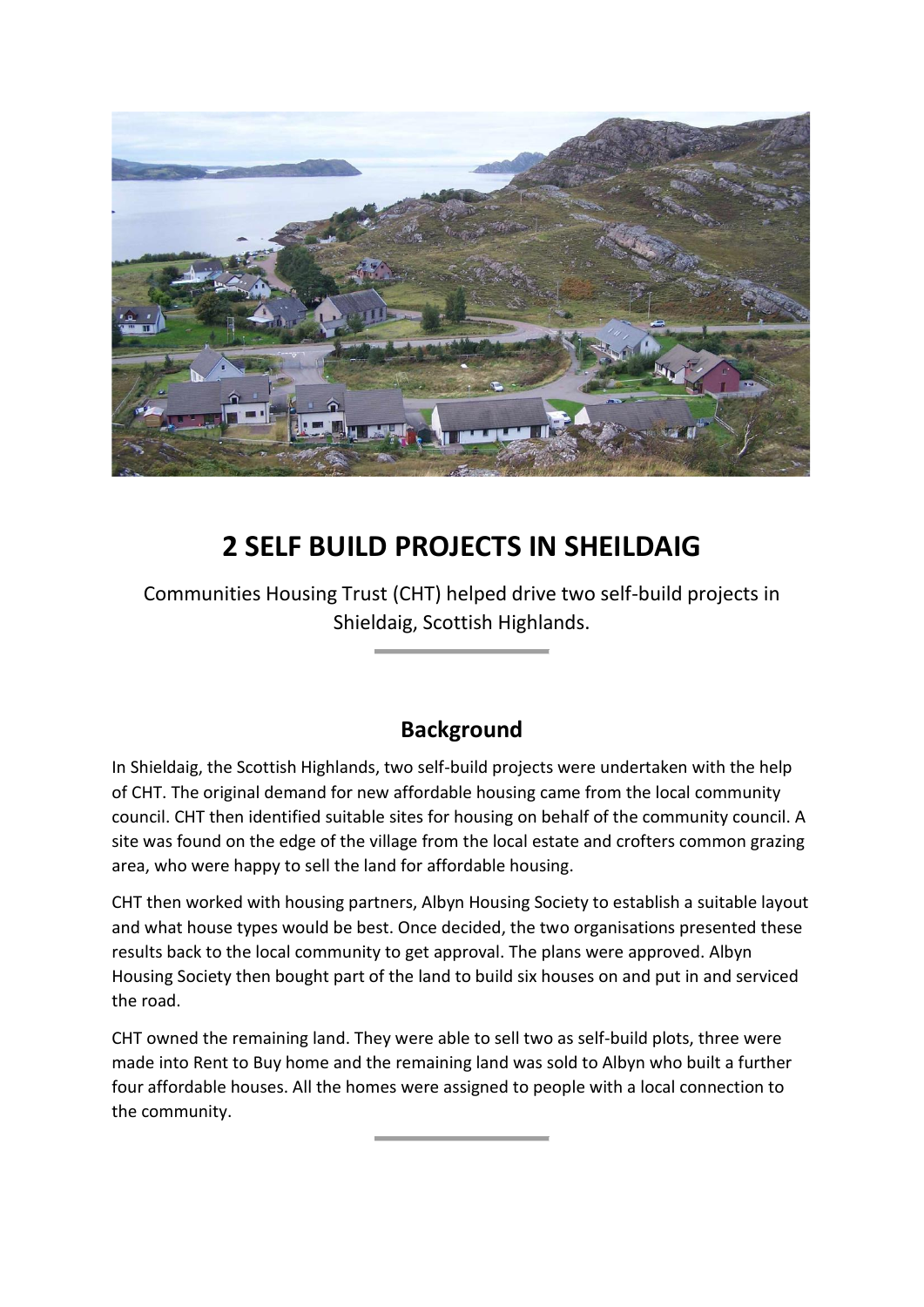# 2 SELF BUILD PROJECTS IN SHEILDAIG

Communities Housing Trust (CHT) helped drive two self-build projects in Shieldaig, Scottish Highlands.

## Background

In Shieldaig, the Scottish Highlands, two self-build projects were undertaken with the help of CHT. The original demand for new affordable housing came from the local community council. CHT then identified suitable sites for housing on behalf of the community council. A site was found on the edge of the village from the local estate and crofters common grazing area, who were happy to sell the land for affordable housing.

CHT then worked with housing partners, Albyn Housing Society to establish a suitable layout and what house types would be best. Once decided, the two organisations presented these results back to the local community to get approval. The plans were approved. Albyn Housing Society then bought part of the land to build six houses on and put in and serviced the road.

CHT owned the remaining land. They were able to sell two as self-build plots, three were made into Rent to Buy home and the remaining land was sold to Albyn who built a further four affordable houses. All the homes were assigned to people with a local connection to the community.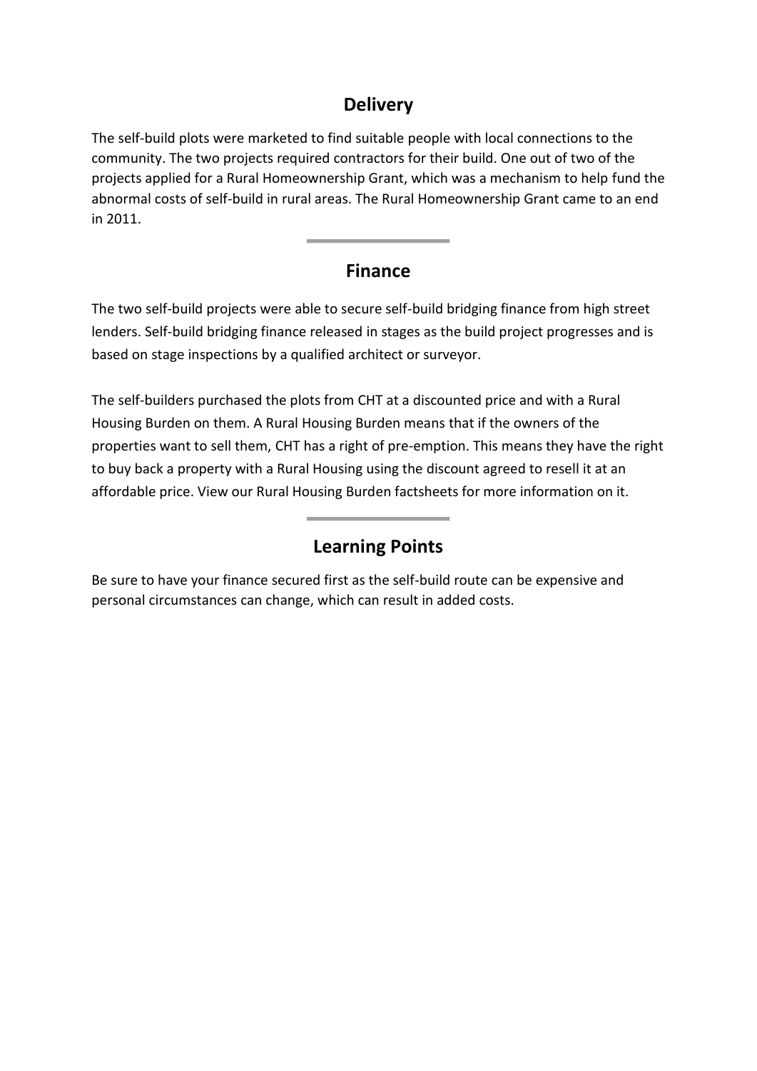## Delivery

The self-build plots were marketed to find suitable people with local connections to the community. The two projects required contractors for their build. One out of two of the projects applied for a Rural Homeownership Grant, which was a mechanism to help fund the abnormal costs of self-build in rural areas. The Rural Homeownership Grant came to an end in 2011.

## Finance

The two self-build projects were able to secure self-build bridging finance from high street lenders. Self-build bridging finance released in stages as the build project progresses and is based on stage inspections by a qualified architect or surveyor.

The self-builders purchased the plots from CHT at a discounted price and with a Rural Housing Burden on them. A Rural Housing Burden means that if the owners of the properties want to sell them, CHT has a right of pre-emption. This means they have the right to buy back a property with a Rural Housing using the discount agreed to resell it at an affordable price. View our Rural Housing Burden factsheets for more information on it.

## Learning Points

Be sure to have your finance secured first as the self-build route can be expensive and personal circumstances can change, which can result in added costs.